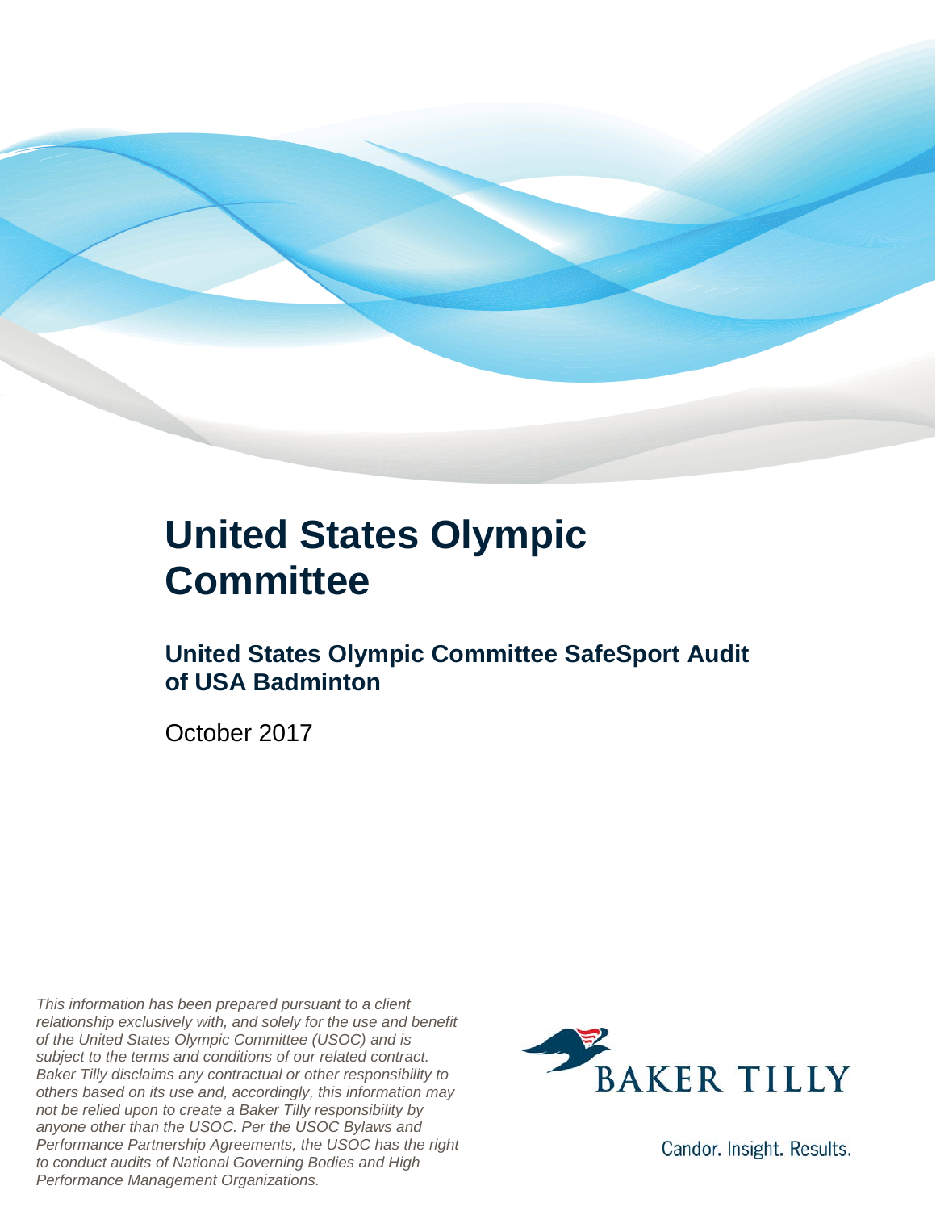# United States Olympic Committee

## United States Olympic Committee SafeSport Audit of USA Badminton

October 2017

*This information has been prepared pursuant to a client relationship exclusively with, and solely for the use and benefit of the United States Olympic Committee (USOC) and is subject to the terms and conditions of our related contract. Baker Tilly disclaims any contractual or other responsibility to others based on its use and, accordingly, this information may not be relied upon to create a Baker Tilly responsibility by anyone other than the USOC. Per the USOC Bylaws and Performance Partnership Agreements, the USOC has the right to conduct audits of National Governing Bodies and High Performance Management Organizations.*

BAKER TILLY

Candor. Insight. Results.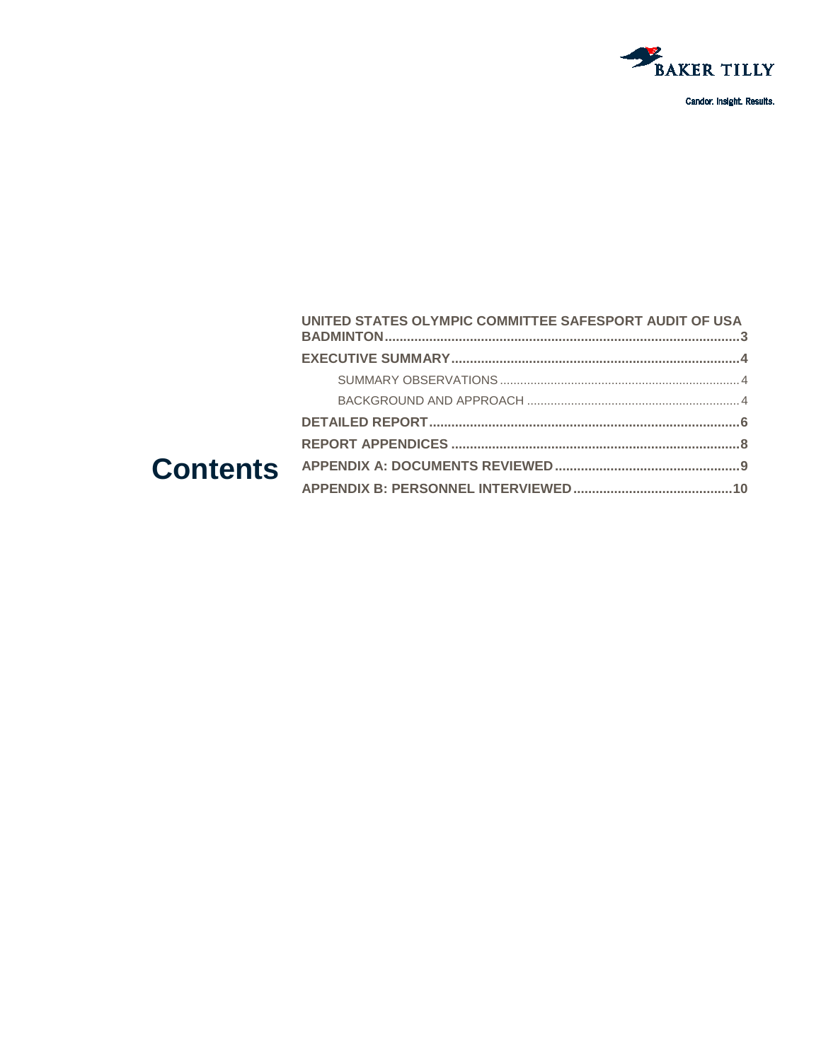Candor. Insight. Results.

# Contents

- **UNITED STATES OLYMPIC COMMITTEE SAFESPORT AUDIT OF USA BADMINTON** .......... 3
- **EXECUTIVE SUMMARY** .......... 4
  - SUMMARY OBSERVATIONS .......... 4
  - BACKGROUND AND APPROACH .......... 4
- **DETAILED REPORT** .......... 6
- **REPORT APPENDICES** .......... 8
- **APPENDIX A: DOCUMENTS REVIEWED** .......... 9
- **APPENDIX B: PERSONNEL INTERVIEWED** .......... 10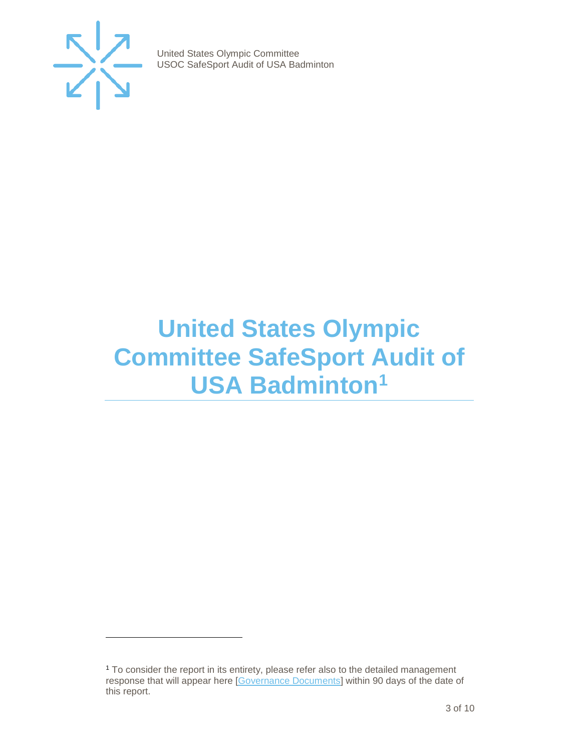# United States Olympic Committee SafeSport Audit of USA Badminton[1]

[1] To consider the report in its entirety, please refer also to the detailed management response that will appear here [Governance Documents] within 90 days of the date of this report.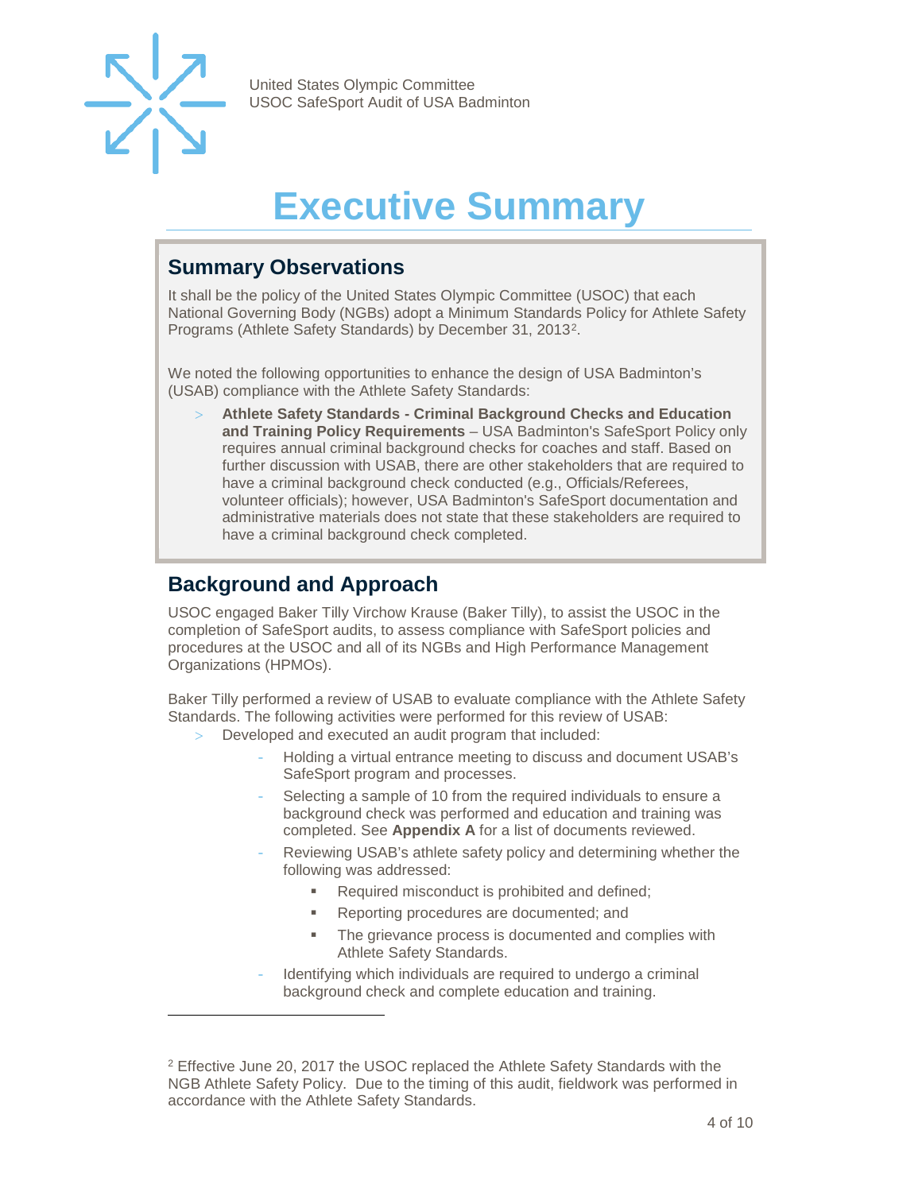# Executive Summary

## Summary Observations

It shall be the policy of the United States Olympic Committee (USOC) that each National Governing Body (NGBs) adopt a Minimum Standards Policy for Athlete Safety Programs (Athlete Safety Standards) by December 31, 2013[2].

We noted the following opportunities to enhance the design of USA Badminton's (USAB) compliance with the Athlete Safety Standards:

- **Athlete Safety Standards - Criminal Background Checks and Education and Training Policy Requirements** – USA Badminton's SafeSport Policy only requires annual criminal background checks for coaches and staff. Based on further discussion with USAB, there are other stakeholders that are required to have a criminal background check conducted (e.g., Officials/Referees, volunteer officials); however, USA Badminton's SafeSport documentation and administrative materials does not state that these stakeholders are required to have a criminal background check completed.

## Background and Approach

USOC engaged Baker Tilly Virchow Krause (Baker Tilly), to assist the USOC in the completion of SafeSport audits, to assess compliance with SafeSport policies and procedures at the USOC and all of its NGBs and High Performance Management Organizations (HPMOs).

Baker Tilly performed a review of USAB to evaluate compliance with the Athlete Safety Standards. The following activities were performed for this review of USAB:

- Developed and executed an audit program that included:
  - Holding a virtual entrance meeting to discuss and document USAB's SafeSport program and processes.
  - Selecting a sample of 10 from the required individuals to ensure a background check was performed and education and training was completed. See **Appendix A** for a list of documents reviewed.
  - Reviewing USAB's athlete safety policy and determining whether the following was addressed:
    - Required misconduct is prohibited and defined;
    - Reporting procedures are documented; and
    - The grievance process is documented and complies with Athlete Safety Standards.
  - Identifying which individuals are required to undergo a criminal background check and complete education and training.

---

[2] Effective June 20, 2017 the USOC replaced the Athlete Safety Standards with the NGB Athlete Safety Policy. Due to the timing of this audit, fieldwork was performed in accordance with the Athlete Safety Standards.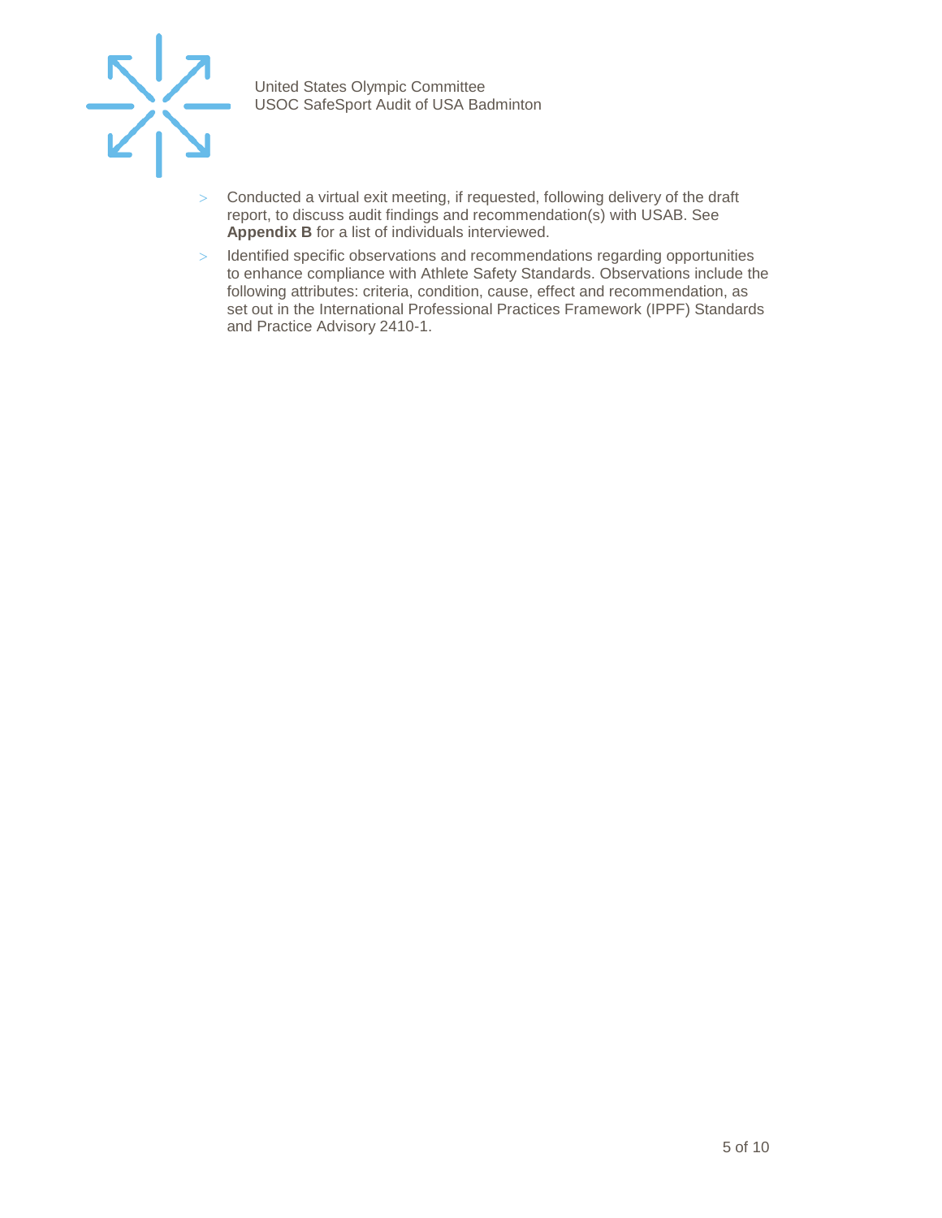- Conducted a virtual exit meeting, if requested, following delivery of the draft report, to discuss audit findings and recommendation(s) with USAB. See **Appendix B** for a list of individuals interviewed.
- Identified specific observations and recommendations regarding opportunities to enhance compliance with Athlete Safety Standards. Observations include the following attributes: criteria, condition, cause, effect and recommendation, as set out in the International Professional Practices Framework (IPPF) Standards and Practice Advisory 2410-1.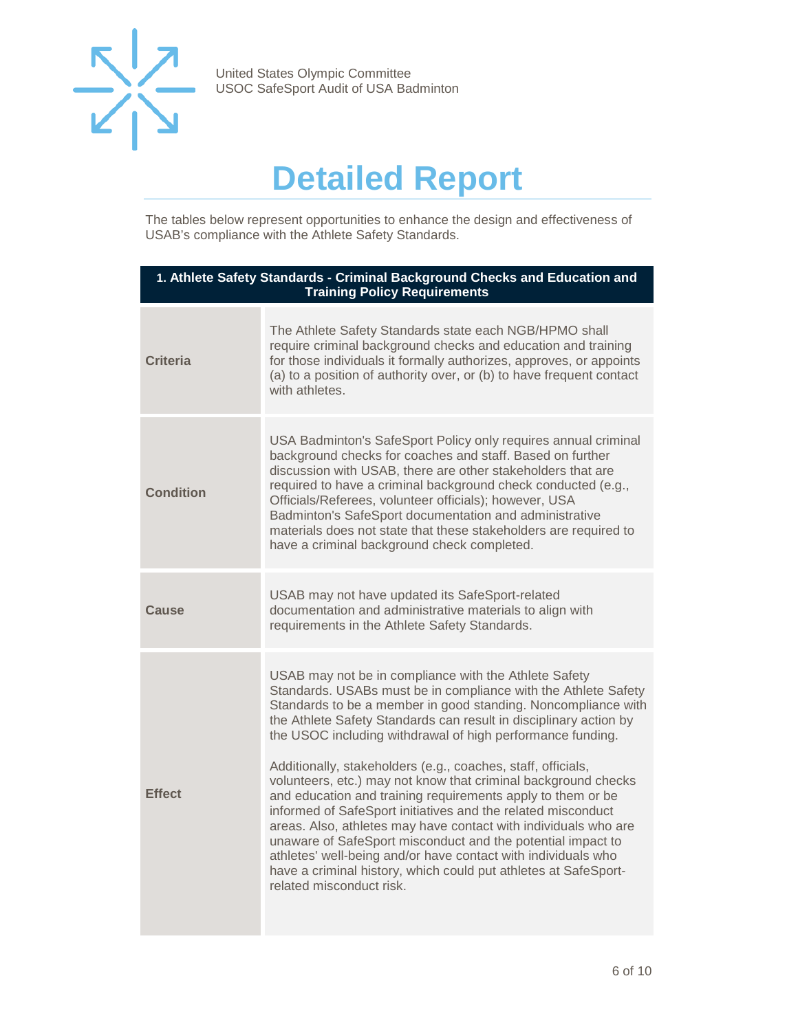# Detailed Report

The tables below represent opportunities to enhance the design and effectiveness of USAB's compliance with the Athlete Safety Standards.

| 1. Athlete Safety Standards - Criminal Background Checks and Education and Training Policy Requirements | |
|---|---|
| **Criteria** | The Athlete Safety Standards state each NGB/HPMO shall require criminal background checks and education and training for those individuals it formally authorizes, approves, or appoints (a) to a position of authority over, or (b) to have frequent contact with athletes. |
| **Condition** | USA Badminton's SafeSport Policy only requires annual criminal background checks for coaches and staff. Based on further discussion with USAB, there are other stakeholders that are required to have a criminal background check conducted (e.g., Officials/Referees, volunteer officials); however, USA Badminton's SafeSport documentation and administrative materials does not state that these stakeholders are required to have a criminal background check completed. |
| **Cause** | USAB may not have updated its SafeSport-related documentation and administrative materials to align with requirements in the Athlete Safety Standards. |
| **Effect** | USAB may not be in compliance with the Athlete Safety Standards. USABs must be in compliance with the Athlete Safety Standards to be a member in good standing. Noncompliance with the Athlete Safety Standards can result in disciplinary action by the USOC including withdrawal of high performance funding.<br><br>Additionally, stakeholders (e.g., coaches, staff, officials, volunteers, etc.) may not know that criminal background checks and education and training requirements apply to them or be informed of SafeSport initiatives and the related misconduct areas. Also, athletes may have contact with individuals who are unaware of SafeSport misconduct and the potential impact to athletes' well-being and/or have contact with individuals who have a criminal history, which could put athletes at SafeSport-related misconduct risk. |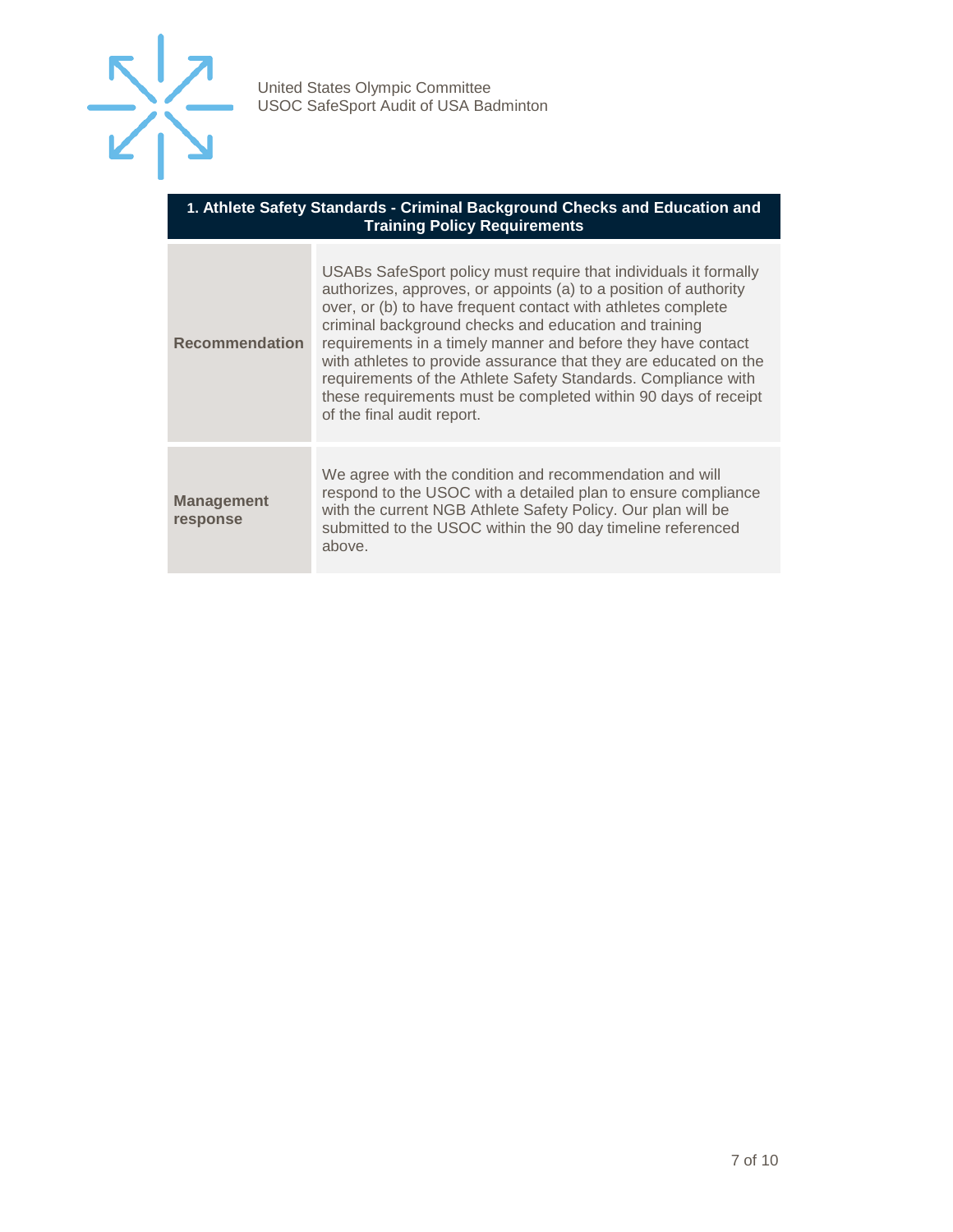| 1. Athlete Safety Standards - Criminal Background Checks and Education and Training Policy Requirements | |
|---|---|
| **Recommendation** | USABs SafeSport policy must require that individuals it formally authorizes, approves, or appoints (a) to a position of authority over, or (b) to have frequent contact with athletes complete criminal background checks and education and training requirements in a timely manner and before they have contact with athletes to provide assurance that they are educated on the requirements of the Athlete Safety Standards. Compliance with these requirements must be completed within 90 days of receipt of the final audit report. |
| **Management response** | We agree with the condition and recommendation and will respond to the USOC with a detailed plan to ensure compliance with the current NGB Athlete Safety Policy. Our plan will be submitted to the USOC within the 90 day timeline referenced above. |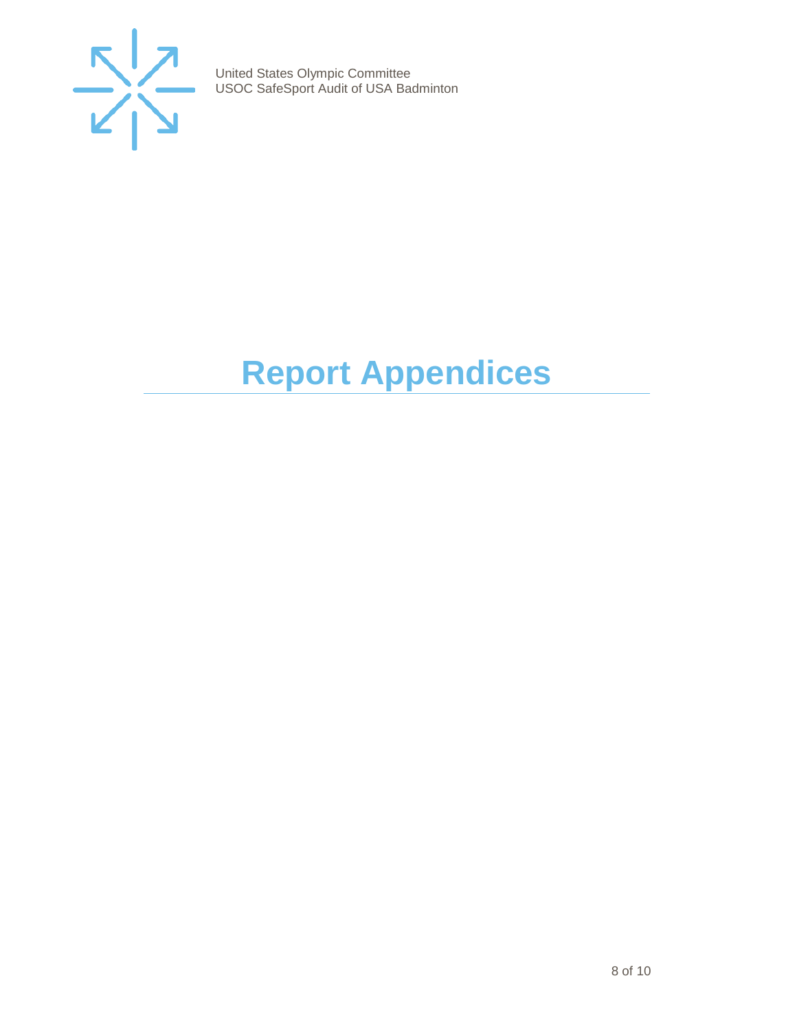# Report Appendices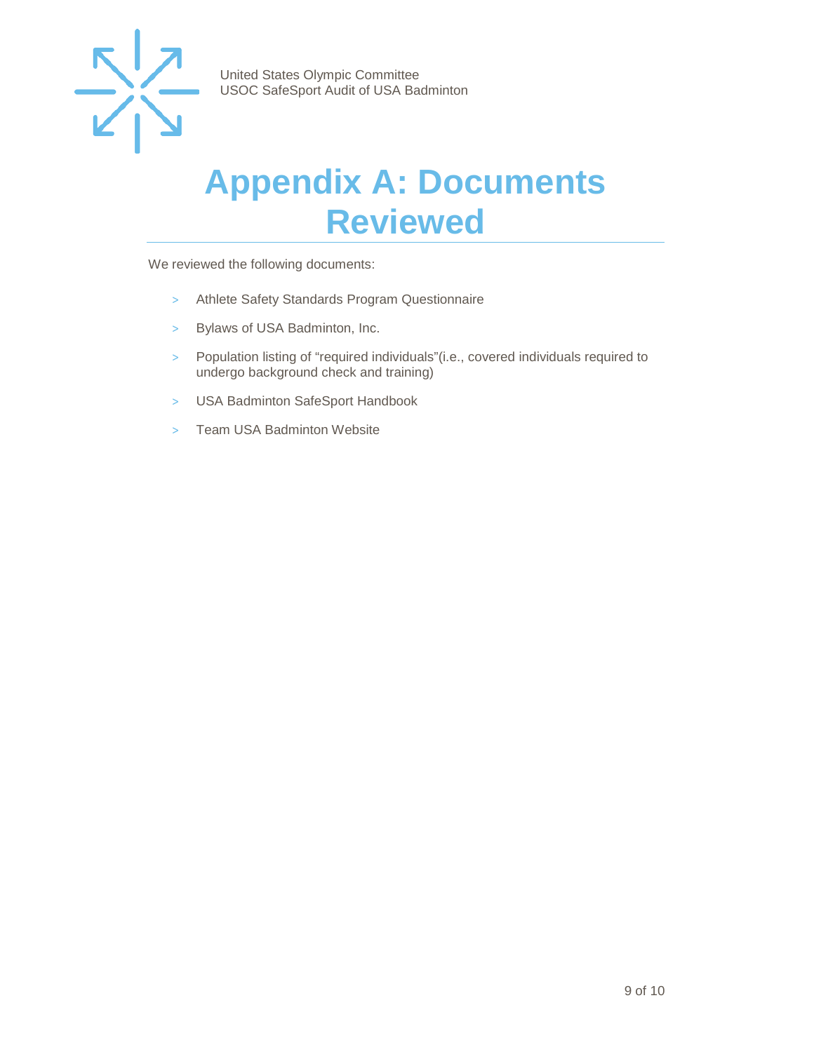# Appendix A: Documents Reviewed

We reviewed the following documents:

- Athlete Safety Standards Program Questionnaire
- Bylaws of USA Badminton, Inc.
- Population listing of “required individuals”(i.e., covered individuals required to undergo background check and training)
- USA Badminton SafeSport Handbook
- Team USA Badminton Website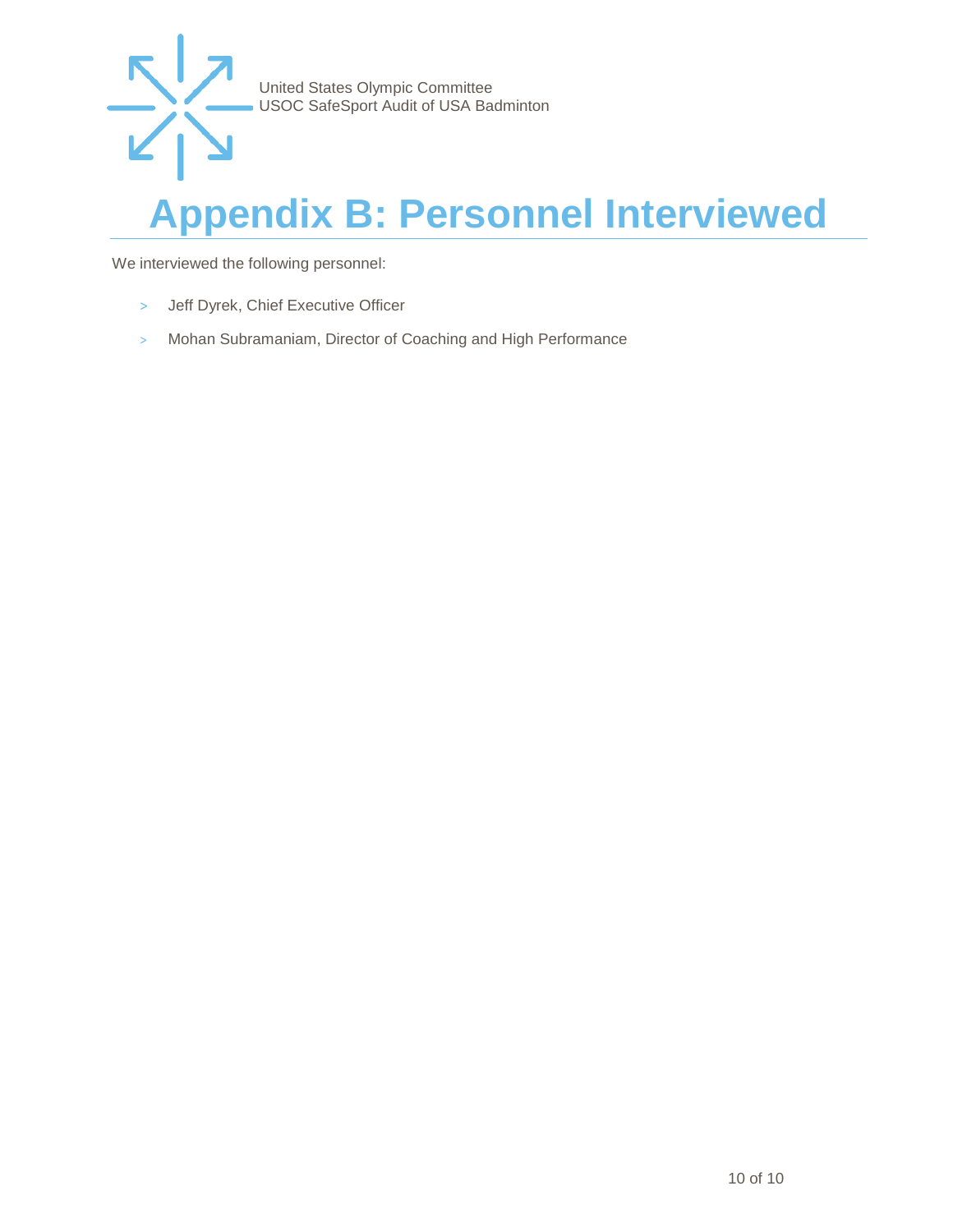# Appendix B: Personnel Interviewed

We interviewed the following personnel:

- Jeff Dyrek, Chief Executive Officer
- Mohan Subramaniam, Director of Coaching and High Performance